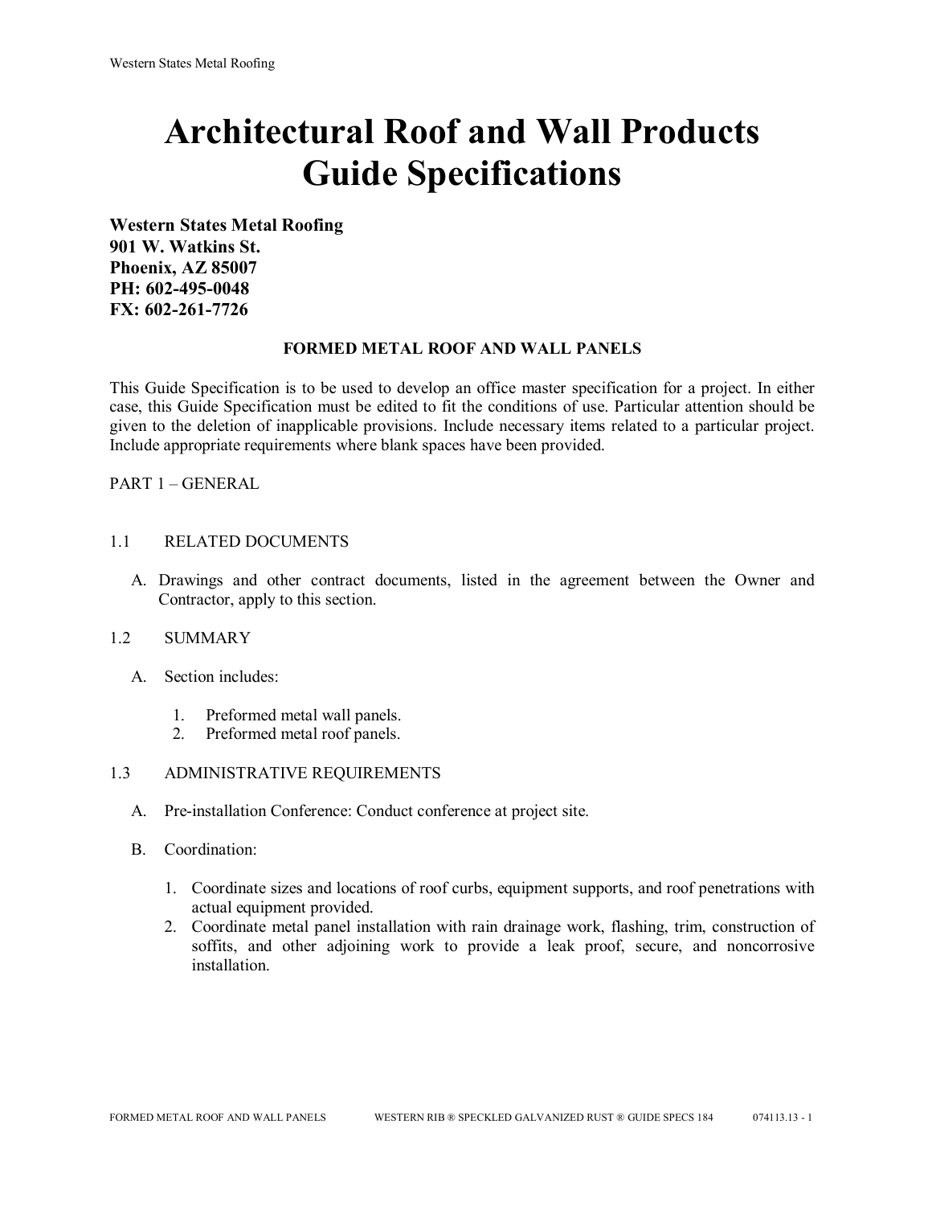# Architectural Roof and Wall Products Guide Specifications

**Western States Metal Roofing**
**901 W. Watkins St.**
**Phoenix, AZ 85007**
**PH: 602-495-0048**
**FX: 602-261-7726**

## FORMED METAL ROOF AND WALL PANELS

This Guide Specification is to be used to develop an office master specification for a project. In either case, this Guide Specification must be edited to fit the conditions of use. Particular attention should be given to the deletion of inapplicable provisions. Include necessary items related to a particular project. Include appropriate requirements where blank spaces have been provided.

PART 1 – GENERAL

1.1 RELATED DOCUMENTS

A. Drawings and other contract documents, listed in the agreement between the Owner and Contractor, apply to this section.

1.2 SUMMARY

A. Section includes:

1. Preformed metal wall panels.
2. Preformed metal roof panels.

1.3 ADMINISTRATIVE REQUIREMENTS

A. Pre-installation Conference: Conduct conference at project site.

B. Coordination:

1. Coordinate sizes and locations of roof curbs, equipment supports, and roof penetrations with actual equipment provided.
2. Coordinate metal panel installation with rain drainage work, flashing, trim, construction of soffits, and other adjoining work to provide a leak proof, secure, and noncorrosive installation.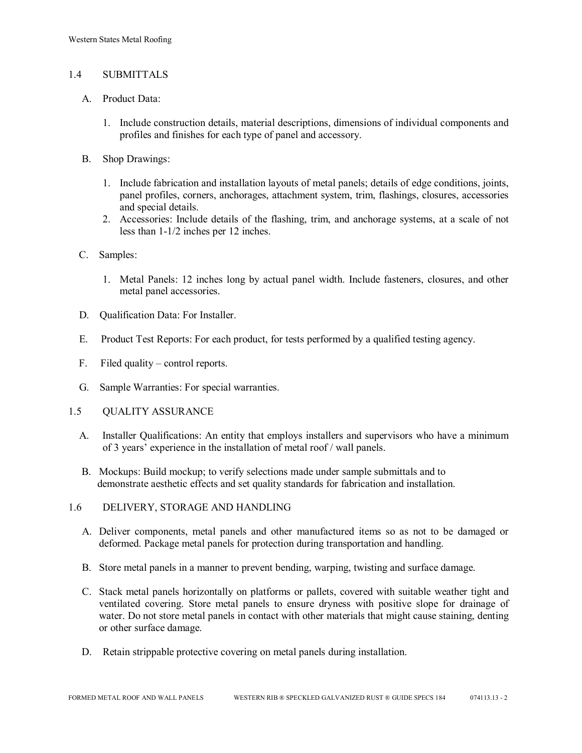## 1.4 SUBMITTALS

A. Product Data:

1. Include construction details, material descriptions, dimensions of individual components and profiles and finishes for each type of panel and accessory.

B. Shop Drawings:

1. Include fabrication and installation layouts of metal panels; details of edge conditions, joints, panel profiles, corners, anchorages, attachment system, trim, flashings, closures, accessories and special details.
2. Accessories: Include details of the flashing, trim, and anchorage systems, at a scale of not less than 1-1/2 inches per 12 inches.

C. Samples:

1. Metal Panels: 12 inches long by actual panel width. Include fasteners, closures, and other metal panel accessories.

D. Qualification Data: For Installer.

E. Product Test Reports: For each product, for tests performed by a qualified testing agency.

F. Filed quality – control reports.

G. Sample Warranties: For special warranties.

## 1.5 QUALITY ASSURANCE

A. Installer Qualifications: An entity that employs installers and supervisors who have a minimum of 3 years' experience in the installation of metal roof / wall panels.

B. Mockups: Build mockup; to verify selections made under sample submittals and to demonstrate aesthetic effects and set quality standards for fabrication and installation.

## 1.6 DELIVERY, STORAGE AND HANDLING

A. Deliver components, metal panels and other manufactured items so as not to be damaged or deformed. Package metal panels for protection during transportation and handling.

B. Store metal panels in a manner to prevent bending, warping, twisting and surface damage.

C. Stack metal panels horizontally on platforms or pallets, covered with suitable weather tight and ventilated covering. Store metal panels to ensure dryness with positive slope for drainage of water. Do not store metal panels in contact with other materials that might cause staining, denting or other surface damage.

D. Retain strippable protective covering on metal panels during installation.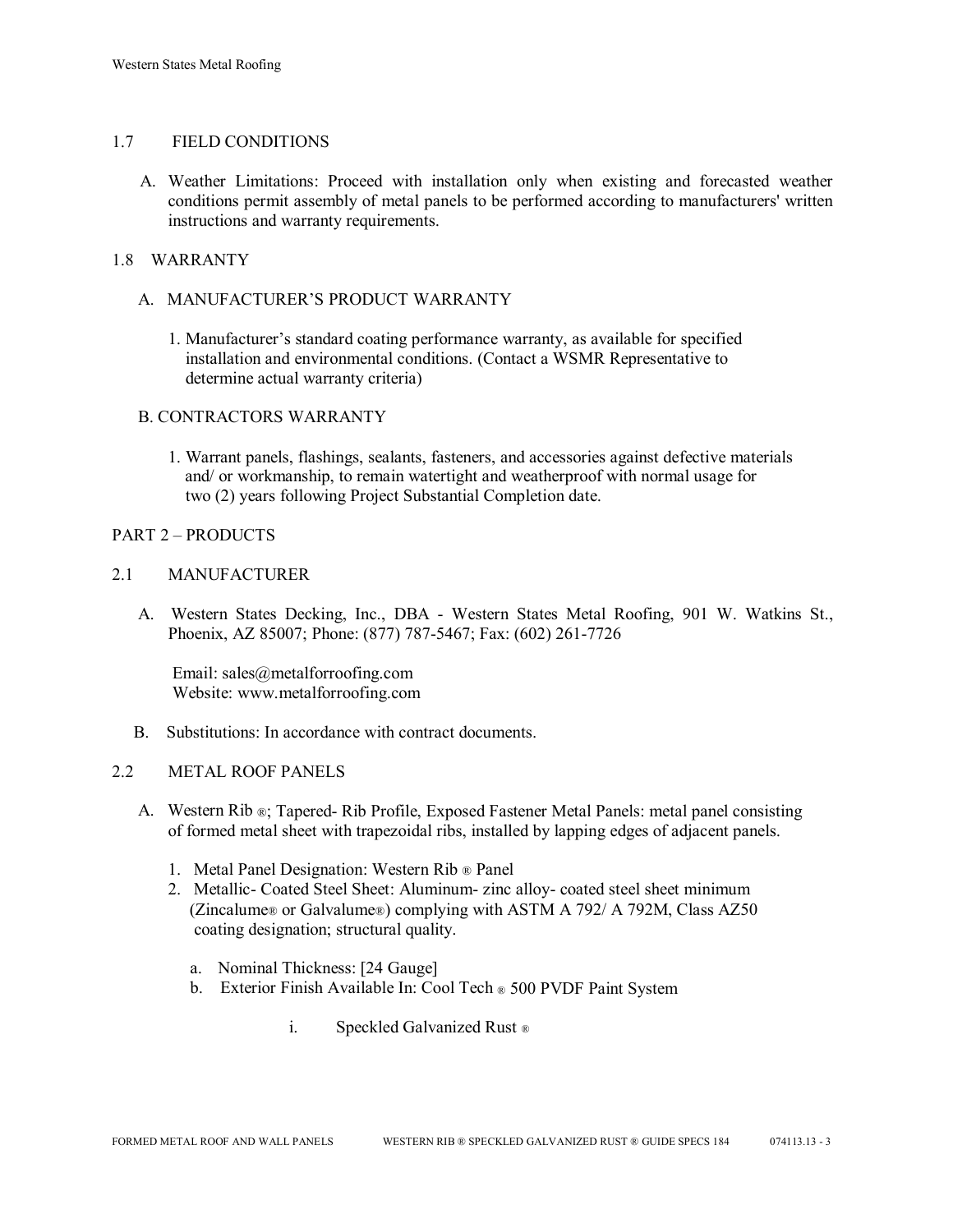## 1.7 FIELD CONDITIONS

A. Weather Limitations: Proceed with installation only when existing and forecasted weather conditions permit assembly of metal panels to be performed according to manufacturers' written instructions and warranty requirements.

## 1.8 WARRANTY

A. MANUFACTURER'S PRODUCT WARRANTY

1. Manufacturer's standard coating performance warranty, as available for specified installation and environmental conditions. (Contact a WSMR Representative to determine actual warranty criteria)

B. CONTRACTORS WARRANTY

1. Warrant panels, flashings, sealants, fasteners, and accessories against defective materials and/ or workmanship, to remain watertight and weatherproof with normal usage for two (2) years following Project Substantial Completion date.

# PART 2 – PRODUCTS

## 2.1 MANUFACTURER

A. Western States Decking, Inc., DBA - Western States Metal Roofing, 901 W. Watkins St., Phoenix, AZ 85007; Phone: (877) 787-5467; Fax: (602) 261-7726

Email: sales@metalforroofing.com
Website: www.metalforroofing.com

B. Substitutions: In accordance with contract documents.

## 2.2 METAL ROOF PANELS

A. Western Rib ®; Tapered- Rib Profile, Exposed Fastener Metal Panels: metal panel consisting of formed metal sheet with trapezoidal ribs, installed by lapping edges of adjacent panels.

1. Metal Panel Designation: Western Rib ® Panel
2. Metallic- Coated Steel Sheet: Aluminum- zinc alloy- coated steel sheet minimum (Zincalume® or Galvalume®) complying with ASTM A 792/ A 792M, Class AZ50 coating designation; structural quality.

   a. Nominal Thickness: [24 Gauge]
   b. Exterior Finish Available In: Cool Tech ® 500 PVDF Paint System

      i. Speckled Galvanized Rust ®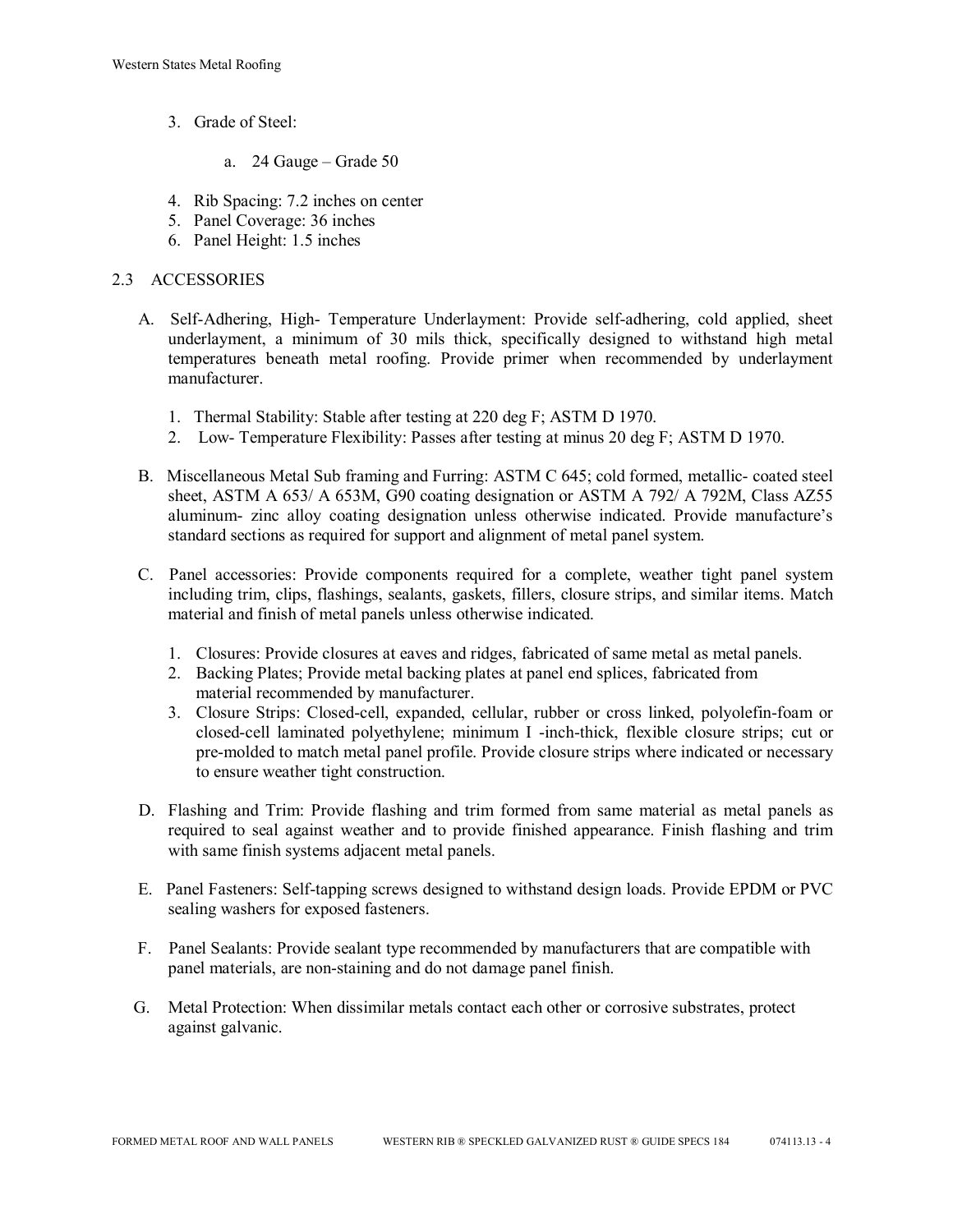3. Grade of Steel:

   a. 24 Gauge – Grade 50

4. Rib Spacing: 7.2 inches on center
5. Panel Coverage: 36 inches
6. Panel Height: 1.5 inches

## 2.3 ACCESSORIES

A. Self-Adhering, High- Temperature Underlayment: Provide self-adhering, cold applied, sheet underlayment, a minimum of 30 mils thick, specifically designed to withstand high metal temperatures beneath metal roofing. Provide primer when recommended by underlayment manufacturer.

   1. Thermal Stability: Stable after testing at 220 deg F; ASTM D 1970.
   2. Low- Temperature Flexibility: Passes after testing at minus 20 deg F; ASTM D 1970.

B. Miscellaneous Metal Sub framing and Furring: ASTM C 645; cold formed, metallic- coated steel sheet, ASTM A 653/ A 653M, G90 coating designation or ASTM A 792/ A 792M, Class AZ55 aluminum- zinc alloy coating designation unless otherwise indicated. Provide manufacture's standard sections as required for support and alignment of metal panel system.

C. Panel accessories: Provide components required for a complete, weather tight panel system including trim, clips, flashings, sealants, gaskets, fillers, closure strips, and similar items. Match material and finish of metal panels unless otherwise indicated.

   1. Closures: Provide closures at eaves and ridges, fabricated of same metal as metal panels.
   2. Backing Plates; Provide metal backing plates at panel end splices, fabricated from material recommended by manufacturer.
   3. Closure Strips: Closed-cell, expanded, cellular, rubber or cross linked, polyolefin-foam or closed-cell laminated polyethylene; minimum I -inch-thick, flexible closure strips; cut or pre-molded to match metal panel profile. Provide closure strips where indicated or necessary to ensure weather tight construction.

D. Flashing and Trim: Provide flashing and trim formed from same material as metal panels as required to seal against weather and to provide finished appearance. Finish flashing and trim with same finish systems adjacent metal panels.

E. Panel Fasteners: Self-tapping screws designed to withstand design loads. Provide EPDM or PVC sealing washers for exposed fasteners.

F. Panel Sealants: Provide sealant type recommended by manufacturers that are compatible with panel materials, are non-staining and do not damage panel finish.

G. Metal Protection: When dissimilar metals contact each other or corrosive substrates, protect against galvanic.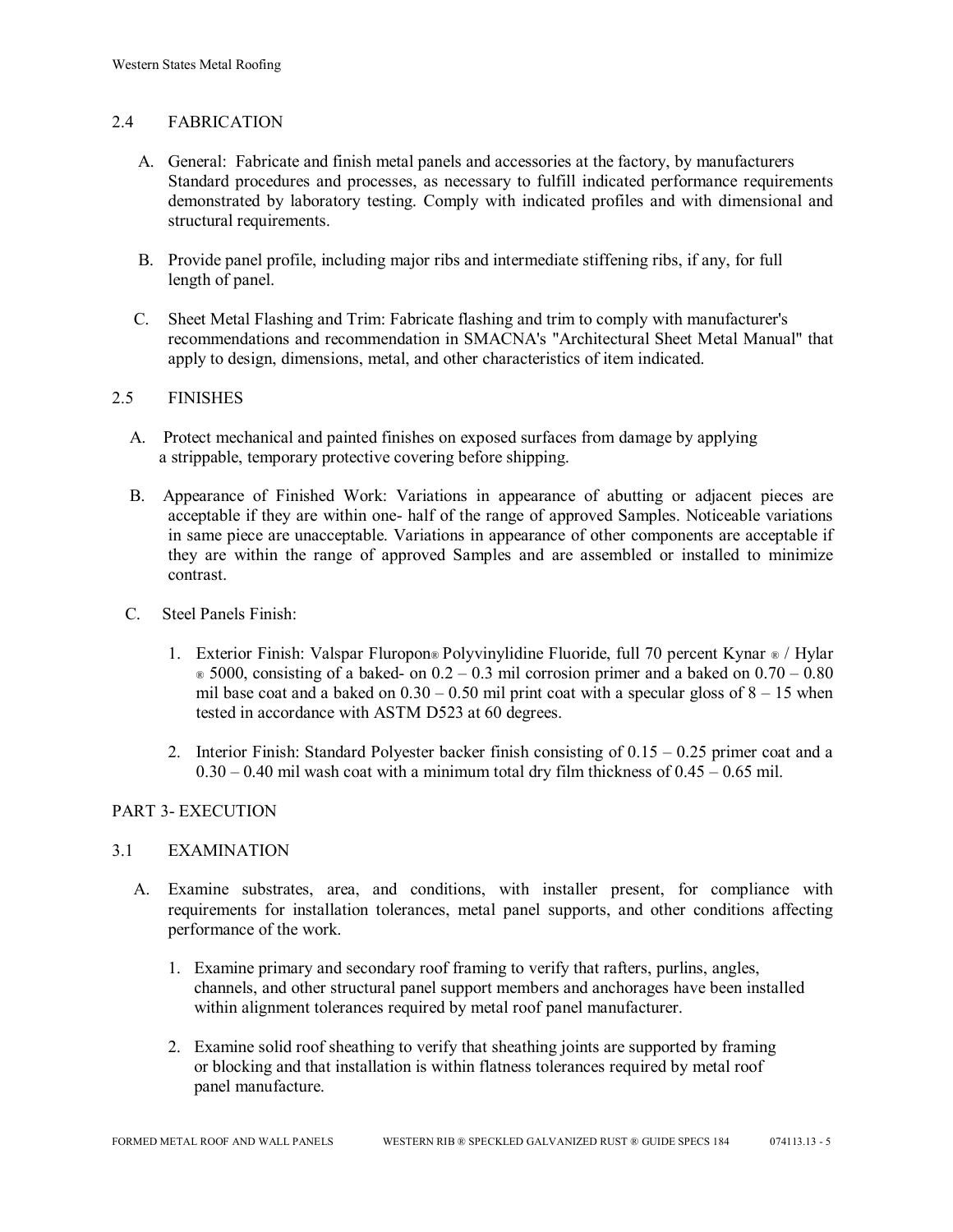## 2.4 FABRICATION

A. General: Fabricate and finish metal panels and accessories at the factory, by manufacturers Standard procedures and processes, as necessary to fulfill indicated performance requirements demonstrated by laboratory testing. Comply with indicated profiles and with dimensional and structural requirements.

B. Provide panel profile, including major ribs and intermediate stiffening ribs, if any, for full length of panel.

C. Sheet Metal Flashing and Trim: Fabricate flashing and trim to comply with manufacturer's recommendations and recommendation in SMACNA's "Architectural Sheet Metal Manual" that apply to design, dimensions, metal, and other characteristics of item indicated.

## 2.5 FINISHES

A. Protect mechanical and painted finishes on exposed surfaces from damage by applying a strippable, temporary protective covering before shipping.

B. Appearance of Finished Work: Variations in appearance of abutting or adjacent pieces are acceptable if they are within one- half of the range of approved Samples. Noticeable variations in same piece are unacceptable. Variations in appearance of other components are acceptable if they are within the range of approved Samples and are assembled or installed to minimize contrast.

C. Steel Panels Finish:

1. Exterior Finish: Valspar Fluropon® Polyvinylidine Fluoride, full 70 percent Kynar ® / Hylar ® 5000, consisting of a baked- on 0.2 – 0.3 mil corrosion primer and a baked on 0.70 – 0.80 mil base coat and a baked on 0.30 – 0.50 mil print coat with a specular gloss of 8 – 15 when tested in accordance with ASTM D523 at 60 degrees.

2. Interior Finish: Standard Polyester backer finish consisting of 0.15 – 0.25 primer coat and a 0.30 – 0.40 mil wash coat with a minimum total dry film thickness of 0.45 – 0.65 mil.

# PART 3- EXECUTION

## 3.1 EXAMINATION

A. Examine substrates, area, and conditions, with installer present, for compliance with requirements for installation tolerances, metal panel supports, and other conditions affecting performance of the work.

1. Examine primary and secondary roof framing to verify that rafters, purlins, angles, channels, and other structural panel support members and anchorages have been installed within alignment tolerances required by metal roof panel manufacturer.

2. Examine solid roof sheathing to verify that sheathing joints are supported by framing or blocking and that installation is within flatness tolerances required by metal roof panel manufacture.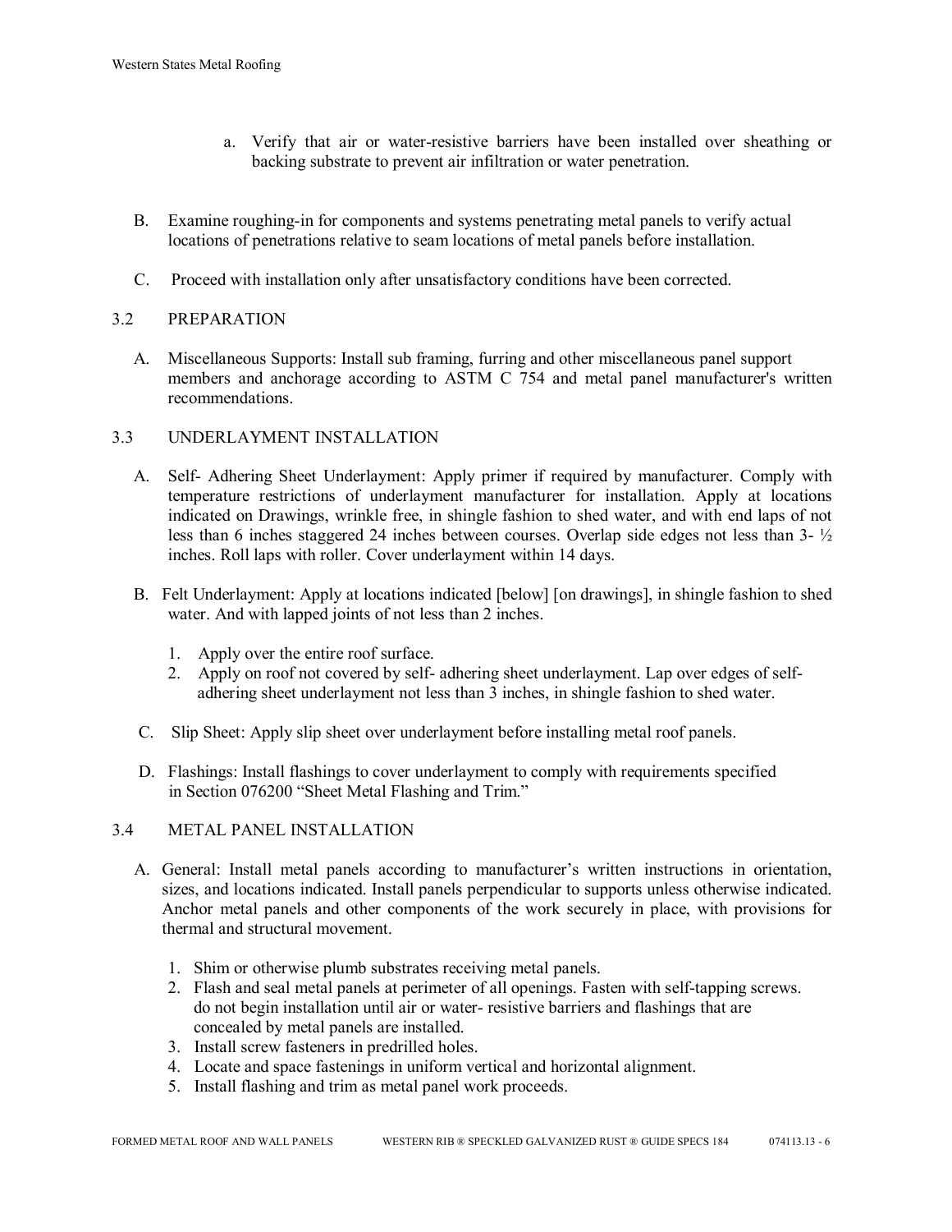a. Verify that air or water-resistive barriers have been installed over sheathing or backing substrate to prevent air infiltration or water penetration.

B. Examine roughing-in for components and systems penetrating metal panels to verify actual locations of penetrations relative to seam locations of metal panels before installation.

C. Proceed with installation only after unsatisfactory conditions have been corrected.

## 3.2 PREPARATION

A. Miscellaneous Supports: Install sub framing, furring and other miscellaneous panel support members and anchorage according to ASTM C 754 and metal panel manufacturer's written recommendations.

## 3.3 UNDERLAYMENT INSTALLATION

A. Self- Adhering Sheet Underlayment: Apply primer if required by manufacturer. Comply with temperature restrictions of underlayment manufacturer for installation. Apply at locations indicated on Drawings, wrinkle free, in shingle fashion to shed water, and with end laps of not less than 6 inches staggered 24 inches between courses. Overlap side edges not less than 3- ½ inches. Roll laps with roller. Cover underlayment within 14 days.

B. Felt Underlayment: Apply at locations indicated [below] [on drawings], in shingle fashion to shed water. And with lapped joints of not less than 2 inches.

1. Apply over the entire roof surface.
2. Apply on roof not covered by self- adhering sheet underlayment. Lap over edges of self-adhering sheet underlayment not less than 3 inches, in shingle fashion to shed water.

C. Slip Sheet: Apply slip sheet over underlayment before installing metal roof panels.

D. Flashings: Install flashings to cover underlayment to comply with requirements specified in Section 076200 "Sheet Metal Flashing and Trim."

## 3.4 METAL PANEL INSTALLATION

A. General: Install metal panels according to manufacturer's written instructions in orientation, sizes, and locations indicated. Install panels perpendicular to supports unless otherwise indicated. Anchor metal panels and other components of the work securely in place, with provisions for thermal and structural movement.

1. Shim or otherwise plumb substrates receiving metal panels.
2. Flash and seal metal panels at perimeter of all openings. Fasten with self-tapping screws. do not begin installation until air or water- resistive barriers and flashings that are concealed by metal panels are installed.
3. Install screw fasteners in predrilled holes.
4. Locate and space fastenings in uniform vertical and horizontal alignment.
5. Install flashing and trim as metal panel work proceeds.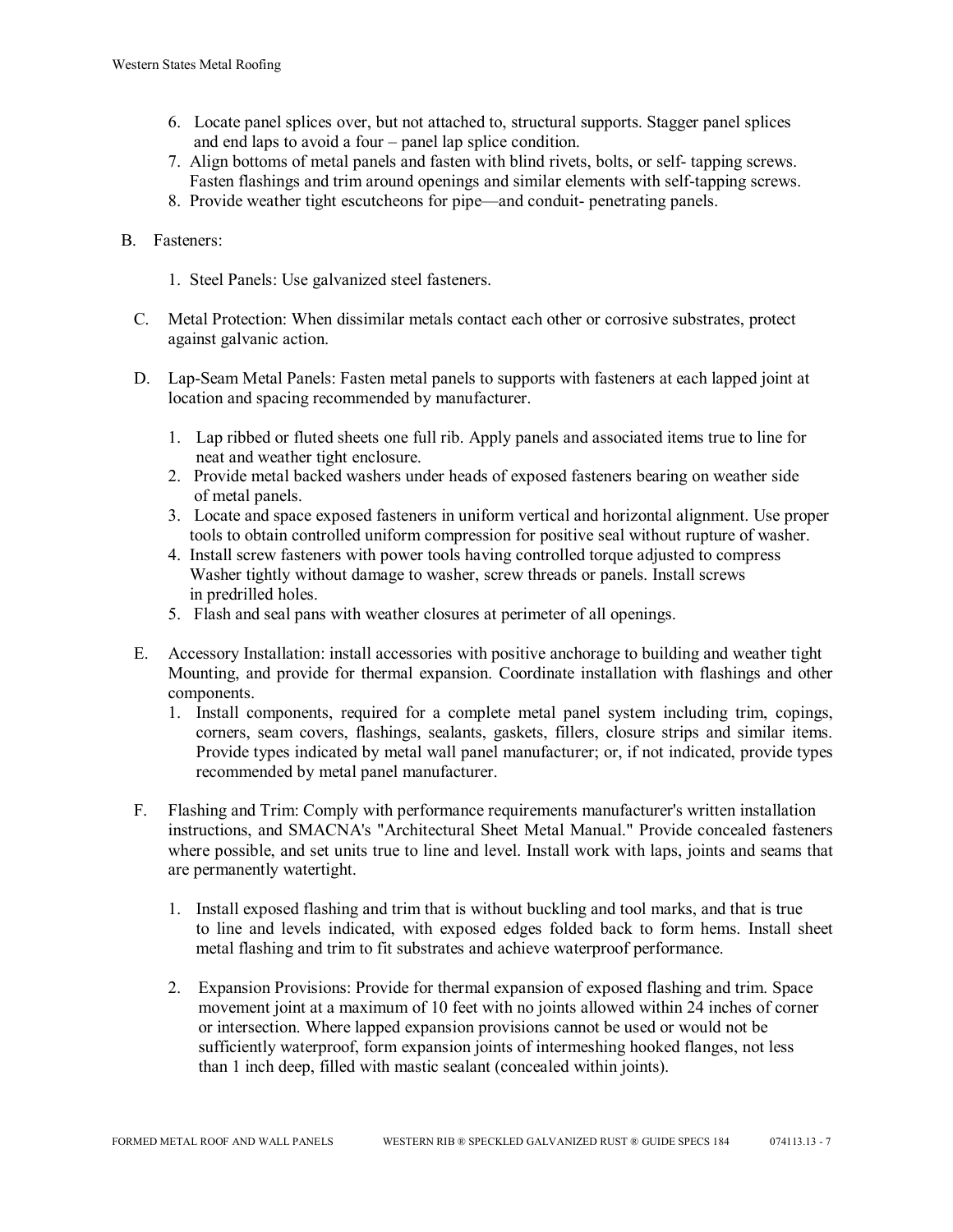6. Locate panel splices over, but not attached to, structural supports. Stagger panel splices and end laps to avoid a four – panel lap splice condition.
7. Align bottoms of metal panels and fasten with blind rivets, bolts, or self- tapping screws. Fasten flashings and trim around openings and similar elements with self-tapping screws.
8. Provide weather tight escutcheons for pipe—and conduit- penetrating panels.

B. Fasteners:

1. Steel Panels: Use galvanized steel fasteners.

C. Metal Protection: When dissimilar metals contact each other or corrosive substrates, protect against galvanic action.

D. Lap-Seam Metal Panels: Fasten metal panels to supports with fasteners at each lapped joint at location and spacing recommended by manufacturer.

1. Lap ribbed or fluted sheets one full rib. Apply panels and associated items true to line for neat and weather tight enclosure.
2. Provide metal backed washers under heads of exposed fasteners bearing on weather side of metal panels.
3. Locate and space exposed fasteners in uniform vertical and horizontal alignment. Use proper tools to obtain controlled uniform compression for positive seal without rupture of washer.
4. Install screw fasteners with power tools having controlled torque adjusted to compress Washer tightly without damage to washer, screw threads or panels. Install screws in predrilled holes.
5. Flash and seal pans with weather closures at perimeter of all openings.

E. Accessory Installation: install accessories with positive anchorage to building and weather tight Mounting, and provide for thermal expansion. Coordinate installation with flashings and other components.

1. Install components, required for a complete metal panel system including trim, copings, corners, seam covers, flashings, sealants, gaskets, fillers, closure strips and similar items. Provide types indicated by metal wall panel manufacturer; or, if not indicated, provide types recommended by metal panel manufacturer.

F. Flashing and Trim: Comply with performance requirements manufacturer's written installation instructions, and SMACNA's "Architectural Sheet Metal Manual." Provide concealed fasteners where possible, and set units true to line and level. Install work with laps, joints and seams that are permanently watertight.

1. Install exposed flashing and trim that is without buckling and tool marks, and that is true to line and levels indicated, with exposed edges folded back to form hems. Install sheet metal flashing and trim to fit substrates and achieve waterproof performance.

2. Expansion Provisions: Provide for thermal expansion of exposed flashing and trim. Space movement joint at a maximum of 10 feet with no joints allowed within 24 inches of corner or intersection. Where lapped expansion provisions cannot be used or would not be sufficiently waterproof, form expansion joints of intermeshing hooked flanges, not less than 1 inch deep, filled with mastic sealant (concealed within joints).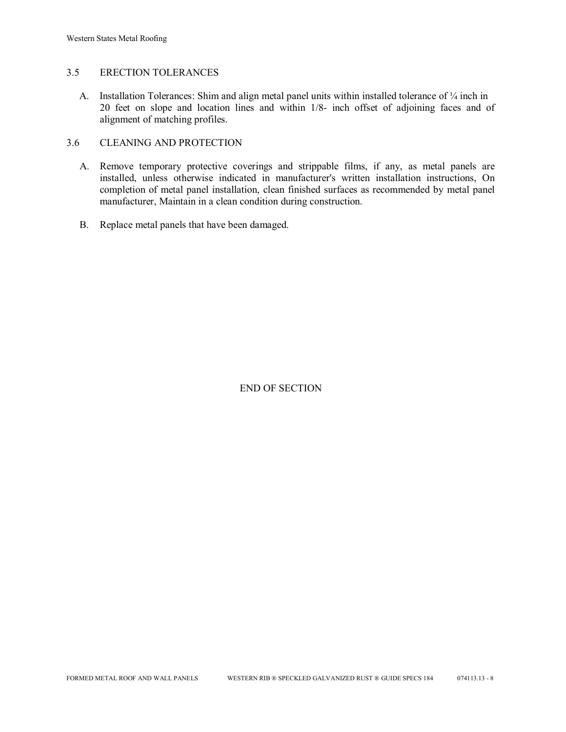## 3.5 ERECTION TOLERANCES

A. Installation Tolerances: Shim and align metal panel units within installed tolerance of ¼ inch in 20 feet on slope and location lines and within 1/8- inch offset of adjoining faces and of alignment of matching profiles.

## 3.6 CLEANING AND PROTECTION

A. Remove temporary protective coverings and strippable films, if any, as metal panels are installed, unless otherwise indicated in manufacturer's written installation instructions, On completion of metal panel installation, clean finished surfaces as recommended by metal panel manufacturer, Maintain in a clean condition during construction.

B. Replace metal panels that have been damaged.

END OF SECTION